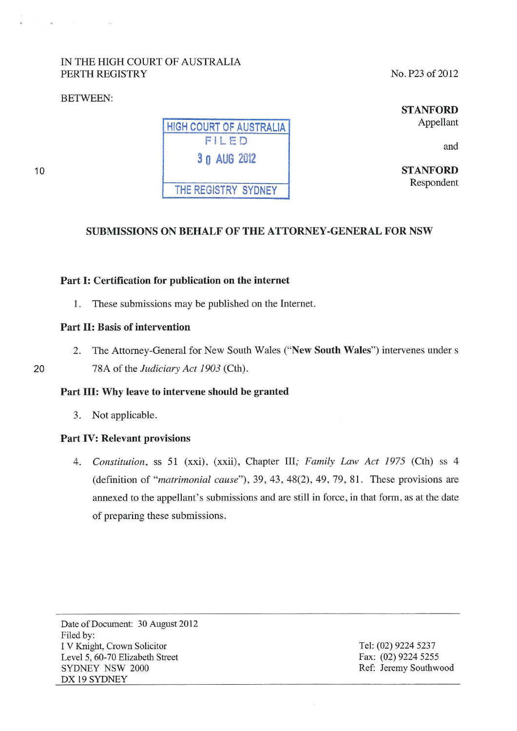IN THE HIGH COURT OF AUSTRALIA
PERTH REGISTRY

No. P23 of 2012

BETWEEN:

HIGH COURT OF AUSTRALIA
FILED
30 AUG 2012
THE REGISTRY SYDNEY

**STANFORD**
Appellant

and

**STANFORD**
Respondent

## SUBMISSIONS ON BEHALF OF THE ATTORNEY-GENERAL FOR NSW

### Part I: Certification for publication on the internet

1. These submissions may be published on the Internet.

### Part II: Basis of intervention

2. The Attorney-General for New South Wales ("**New South Wales**") intervenes under s 78A of the *Judiciary Act 1903* (Cth).

### Part III: Why leave to intervene should be granted

3. Not applicable.

### Part IV: Relevant provisions

4. *Constitution*, ss 51 (xxi), (xxii), Chapter III; *Family Law Act 1975* (Cth) ss 4 (definition of "*matrimonial cause*"), 39, 43, 48(2), 49, 79, 81. These provisions are annexed to the appellant's submissions and are still in force, in that form, as at the date of preparing these submissions.

Date of Document: 30 August 2012
Filed by:
I V Knight, Crown Solicitor
Level 5, 60-70 Elizabeth Street
SYDNEY NSW 2000
DX 19 SYDNEY

Tel: (02) 9224 5237
Fax: (02) 9224 5255
Ref: Jeremy Southwood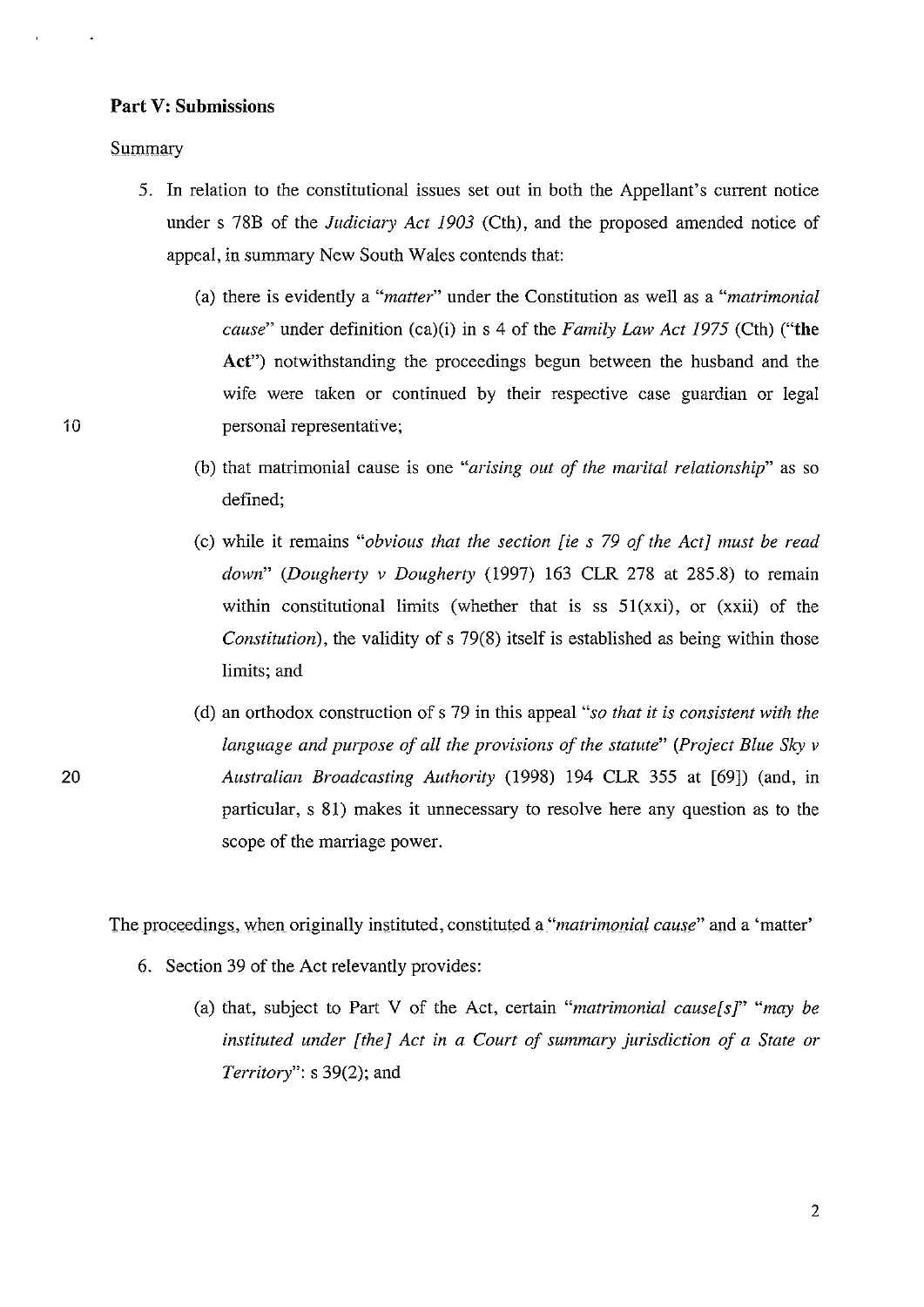**Part V: Submissions**

Summary

5. In relation to the constitutional issues set out in both the Appellant's current notice under s 78B of the *Judiciary Act 1903* (Cth), and the proposed amended notice of appeal, in summary New South Wales contends that:

   (a) there is evidently a *"matter"* under the Constitution as well as a *"matrimonial cause"* under definition (ca)(i) in s 4 of the *Family Law Act 1975* (Cth) (**"the Act"**) notwithstanding the proceedings begun between the husband and the wife were taken or continued by their respective case guardian or legal personal representative;

   (b) that matrimonial cause is one *"arising out of the marital relationship"* as so defined;

   (c) while it remains *"obvious that the section [ie s 79 of the Act] must be read down"* (*Dougherty v Dougherty* (1997) 163 CLR 278 at 285.8) to remain within constitutional limits (whether that is ss 51(xxi), or (xxii) of the *Constitution*), the validity of s 79(8) itself is established as being within those limits; and

   (d) an orthodox construction of s 79 in this appeal *"so that it is consistent with the language and purpose of all the provisions of the statute"* (*Project Blue Sky v Australian Broadcasting Authority* (1998) 194 CLR 355 at [69]) (and, in particular, s 81) makes it unnecessary to resolve here any question as to the scope of the marriage power.

The proceedings, when originally instituted, constituted a *"matrimonial cause"* and a 'matter'

6. Section 39 of the Act relevantly provides:

   (a) that, subject to Part V of the Act, certain *"matrimonial cause[s]"* *"may be instituted under [the] Act in a Court of summary jurisdiction of a State or Territory"*: s 39(2); and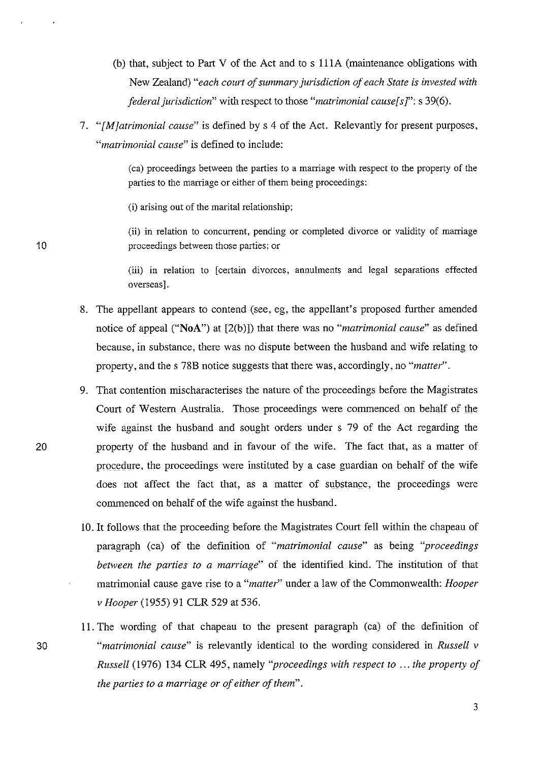(b) that, subject to Part V of the Act and to s 111A (maintenance obligations with New Zealand) *"each court of summary jurisdiction of each State is invested with federal jurisdiction"* with respect to those *"matrimonial cause[s]"*: s 39(6).

7. *"[M]atrimonial cause"* is defined by s 4 of the Act. Relevantly for present purposes, *"matrimonial cause"* is defined to include:

   > (ca) proceedings between the parties to a marriage with respect to the property of the parties to the marriage or either of them being proceedings:
   >
   > (i) arising out of the marital relationship;
   >
   > (ii) in relation to concurrent, pending or completed divorce or validity of marriage proceedings between those parties; or
   >
   > (iii) in relation to [certain divorces, annulments and legal separations effected overseas].

8. The appellant appears to contend (see, eg, the appellant's proposed further amended notice of appeal (**"NoA"**) at [2(b)]) that there was no *"matrimonial cause"* as defined because, in substance, there was no dispute between the husband and wife relating to property, and the s 78B notice suggests that there was, accordingly, no *"matter"*.

9. That contention mischaracterises the nature of the proceedings before the Magistrates Court of Western Australia. Those proceedings were commenced on behalf of the wife against the husband and sought orders under s 79 of the Act regarding the property of the husband and in favour of the wife. The fact that, as a matter of procedure, the proceedings were instituted by a case guardian on behalf of the wife does not affect the fact that, as a matter of substance, the proceedings were commenced on behalf of the wife against the husband.

10. It follows that the proceeding before the Magistrates Court fell within the chapeau of paragraph (ca) of the definition of *"matrimonial cause"* as being *"proceedings between the parties to a marriage"* of the identified kind. The institution of that matrimonial cause gave rise to a *"matter"* under a law of the Commonwealth: *Hooper v Hooper* (1955) 91 CLR 529 at 536.

11. The wording of that chapeau to the present paragraph (ca) of the definition of *"matrimonial cause"* is relevantly identical to the wording considered in *Russell v Russell* (1976) 134 CLR 495, namely *"proceedings with respect to ... the property of the parties to a marriage or of either of them"*.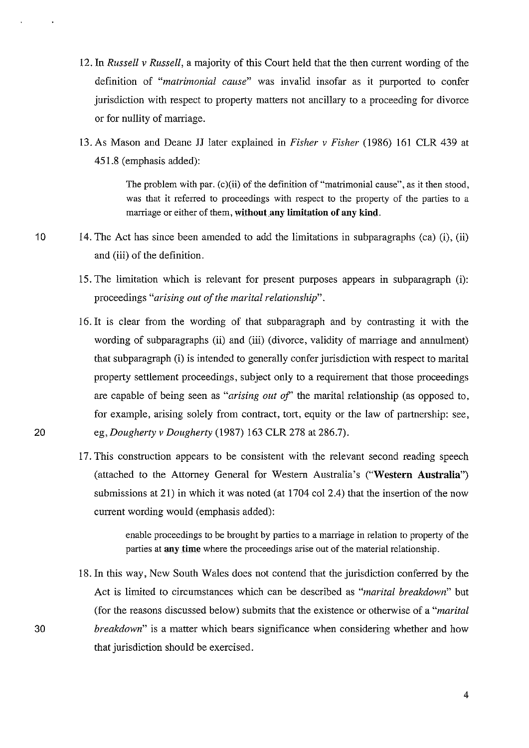12. In *Russell v Russell*, a majority of this Court held that the then current wording of the definition of *"matrimonial cause"* was invalid insofar as it purported to confer jurisdiction with respect to property matters not ancillary to a proceeding for divorce or for nullity of marriage.

13. As Mason and Deane JJ later explained in *Fisher v Fisher* (1986) 161 CLR 439 at 451.8 (emphasis added):

    > The problem with par. (c)(ii) of the definition of "matrimonial cause", as it then stood, was that it referred to proceedings with respect to the property of the parties to a marriage or either of them, **without any limitation of any kind**.

14. The Act has since been amended to add the limitations in subparagraphs (ca) (i), (ii) and (iii) of the definition.

15. The limitation which is relevant for present purposes appears in subparagraph (i): proceedings *"arising out of the marital relationship"*.

16. It is clear from the wording of that subparagraph and by contrasting it with the wording of subparagraphs (ii) and (iii) (divorce, validity of marriage and annulment) that subparagraph (i) is intended to generally confer jurisdiction with respect to marital property settlement proceedings, subject only to a requirement that those proceedings are capable of being seen as *"arising out of"* the marital relationship (as opposed to, for example, arising solely from contract, tort, equity or the law of partnership: see, eg, *Dougherty v Dougherty* (1987) 163 CLR 278 at 286.7).

17. This construction appears to be consistent with the relevant second reading speech (attached to the Attorney General for Western Australia's (**"Western Australia"**) submissions at 21) in which it was noted (at 1704 col 2.4) that the insertion of the now current wording would (emphasis added):

    > enable proceedings to be brought by parties to a marriage in relation to property of the parties at **any time** where the proceedings arise out of the material relationship.

18. In this way, New South Wales does not contend that the jurisdiction conferred by the Act is limited to circumstances which can be described as *"marital breakdown"* but (for the reasons discussed below) submits that the existence or otherwise of a *"marital breakdown"* is a matter which bears significance when considering whether and how that jurisdiction should be exercised.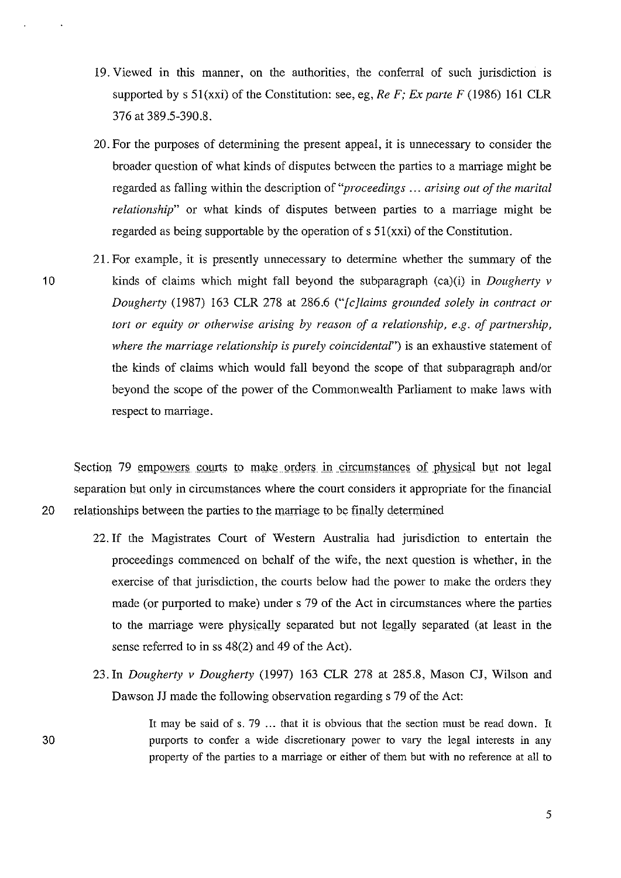19. Viewed in this manner, on the authorities, the conferral of such jurisdiction is supported by s 51(xxi) of the Constitution: see, eg, *Re F; Ex parte F* (1986) 161 CLR 376 at 389.5-390.8.

20. For the purposes of determining the present appeal, it is unnecessary to consider the broader question of what kinds of disputes between the parties to a marriage might be regarded as falling within the description of "*proceedings ... arising out of the marital relationship*" or what kinds of disputes between parties to a marriage might be regarded as being supportable by the operation of s 51(xxi) of the Constitution.

21. For example, it is presently unnecessary to determine whether the summary of the kinds of claims which might fall beyond the subparagraph (ca)(i) in *Dougherty v Dougherty* (1987) 163 CLR 278 at 286.6 ("*[c]laims grounded solely in contract or tort or equity or otherwise arising by reason of a relationship, e.g. of partnership, where the marriage relationship is purely coincidental*") is an exhaustive statement of the kinds of claims which would fall beyond the scope of that subparagraph and/or beyond the scope of the power of the Commonwealth Parliament to make laws with respect to marriage.

Section 79 empowers courts to make orders in circumstances of physical but not legal separation but only in circumstances where the court considers it appropriate for the financial relationships between the parties to the marriage to be finally determined

22. If the Magistrates Court of Western Australia had jurisdiction to entertain the proceedings commenced on behalf of the wife, the next question is whether, in the exercise of that jurisdiction, the courts below had the power to make the orders they made (or purported to make) under s 79 of the Act in circumstances where the parties to the marriage were physically separated but not legally separated (at least in the sense referred to in ss 48(2) and 49 of the Act).

23. In *Dougherty v Dougherty* (1997) 163 CLR 278 at 285.8, Mason CJ, Wilson and Dawson JJ made the following observation regarding s 79 of the Act:

> It may be said of s. 79 ... that it is obvious that the section must be read down. It purports to confer a wide discretionary power to vary the legal interests in any property of the parties to a marriage or either of them but with no reference at all to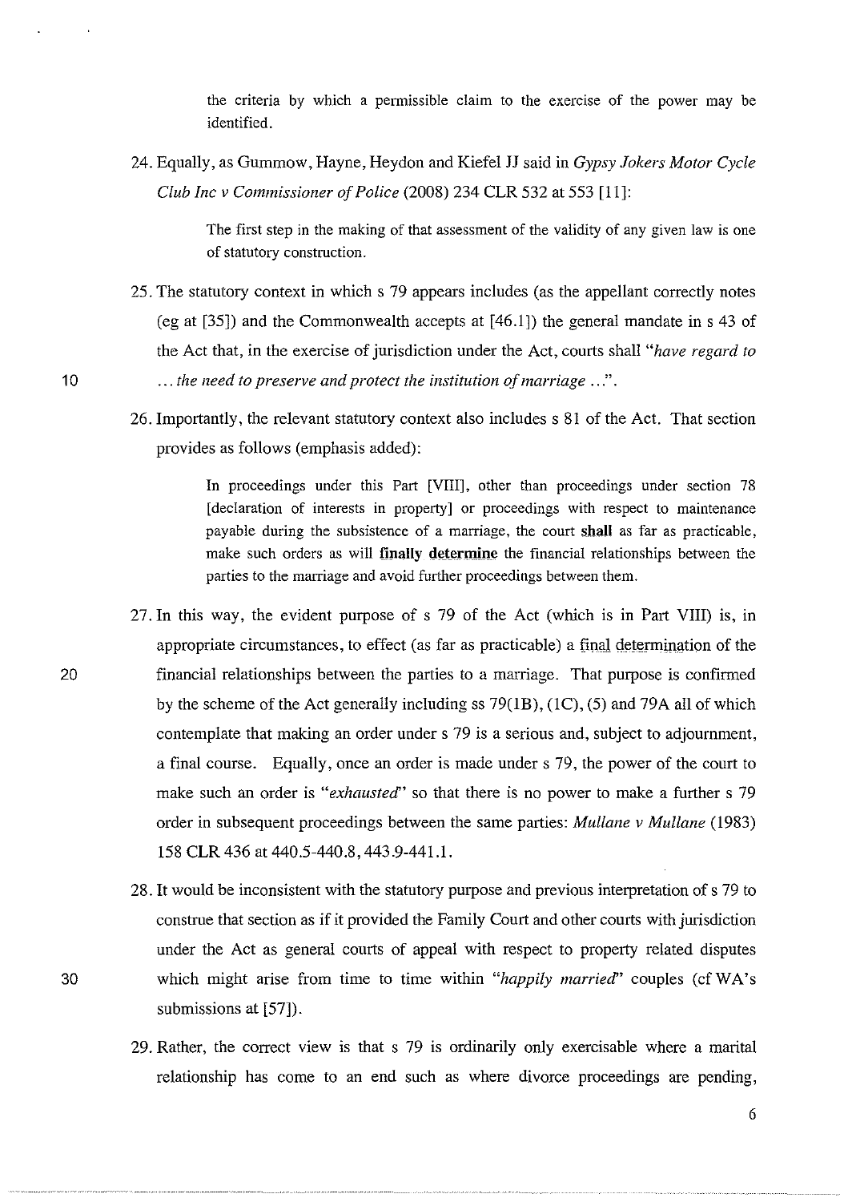> the criteria by which a permissible claim to the exercise of the power may be identified.

24. Equally, as Gummow, Hayne, Heydon and Kiefel JJ said in *Gypsy Jokers Motor Cycle Club Inc v Commissioner of Police* (2008) 234 CLR 532 at 553 [11]:

> The first step in the making of that assessment of the validity of any given law is one of statutory construction.

25. The statutory context in which s 79 appears includes (as the appellant correctly notes (eg at [35]) and the Commonwealth accepts at [46.1]) the general mandate in s 43 of the Act that, in the exercise of jurisdiction under the Act, courts shall *"have regard to ... the need to preserve and protect the institution of marriage ..."*.

26. Importantly, the relevant statutory context also includes s 81 of the Act. That section provides as follows (emphasis added):

> In proceedings under this Part [VIII], other than proceedings under section 78 [declaration of interests in property] or proceedings with respect to maintenance payable during the subsistence of a marriage, the court **shall** as far as practicable, make such orders as will **finally determine** the financial relationships between the parties to the marriage and avoid further proceedings between them.

27. In this way, the evident purpose of s 79 of the Act (which is in Part VIII) is, in appropriate circumstances, to effect (as far as practicable) a final determination of the financial relationships between the parties to a marriage. That purpose is confirmed by the scheme of the Act generally including ss 79(1B), (1C), (5) and 79A all of which contemplate that making an order under s 79 is a serious and, subject to adjournment, a final course. Equally, once an order is made under s 79, the power of the court to make such an order is *"exhausted"* so that there is no power to make a further s 79 order in subsequent proceedings between the same parties: *Mullane v Mullane* (1983) 158 CLR 436 at 440.5-440.8, 443.9-441.1.

28. It would be inconsistent with the statutory purpose and previous interpretation of s 79 to construe that section as if it provided the Family Court and other courts with jurisdiction under the Act as general courts of appeal with respect to property related disputes which might arise from time to time within *"happily married"* couples (cf WA's submissions at [57]).

29. Rather, the correct view is that s 79 is ordinarily only exercisable where a marital relationship has come to an end such as where divorce proceedings are pending,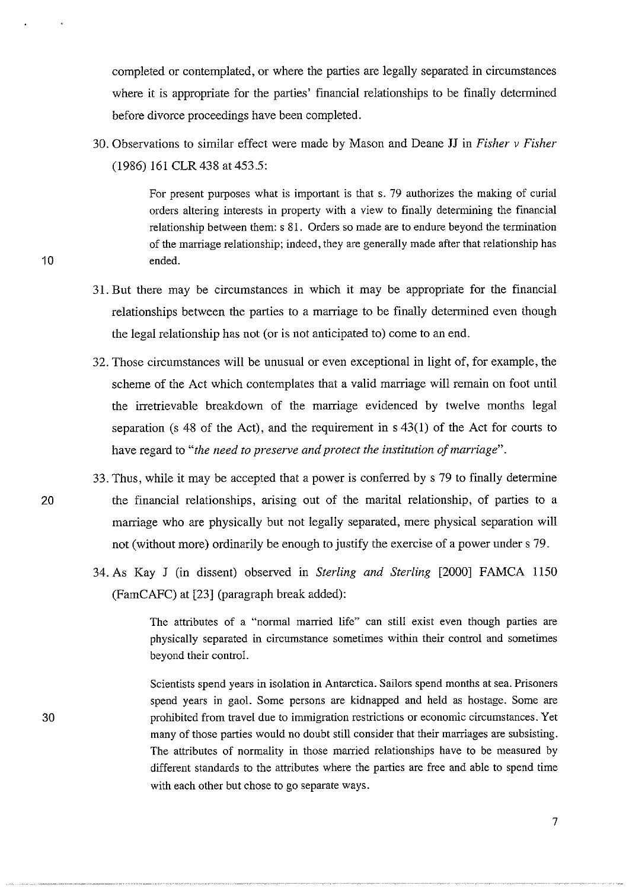completed or contemplated, or where the parties are legally separated in circumstances where it is appropriate for the parties' financial relationships to be finally determined before divorce proceedings have been completed.

30. Observations to similar effect were made by Mason and Deane JJ in *Fisher v Fisher* (1986) 161 CLR 438 at 453.5:

> For present purposes what is important is that s. 79 authorizes the making of curial orders altering interests in property with a view to finally determining the financial relationship between them: s 81. Orders so made are to endure beyond the termination of the marriage relationship; indeed, they are generally made after that relationship has ended.

31. But there may be circumstances in which it may be appropriate for the financial relationships between the parties to a marriage to be finally determined even though the legal relationship has not (or is not anticipated to) come to an end.

32. Those circumstances will be unusual or even exceptional in light of, for example, the scheme of the Act which contemplates that a valid marriage will remain on foot until the irretrievable breakdown of the marriage evidenced by twelve months legal separation (s 48 of the Act), and the requirement in s 43(1) of the Act for courts to have regard to "*the need to preserve and protect the institution of marriage*".

33. Thus, while it may be accepted that a power is conferred by s 79 to finally determine the financial relationships, arising out of the marital relationship, of parties to a marriage who are physically but not legally separated, mere physical separation will not (without more) ordinarily be enough to justify the exercise of a power under s 79.

34. As Kay J (in dissent) observed in *Sterling and Sterling* [2000] FAMCA 1150 (FamCAFC) at [23] (paragraph break added):

> The attributes of a "normal married life" can still exist even though parties are physically separated in circumstance sometimes within their control and sometimes beyond their control.
>
> Scientists spend years in isolation in Antarctica. Sailors spend months at sea. Prisoners spend years in gaol. Some persons are kidnapped and held as hostage. Some are prohibited from travel due to immigration restrictions or economic circumstances. Yet many of those parties would no doubt still consider that their marriages are subsisting. The attributes of normality in those married relationships have to be measured by different standards to the attributes where the parties are free and able to spend time with each other but chose to go separate ways.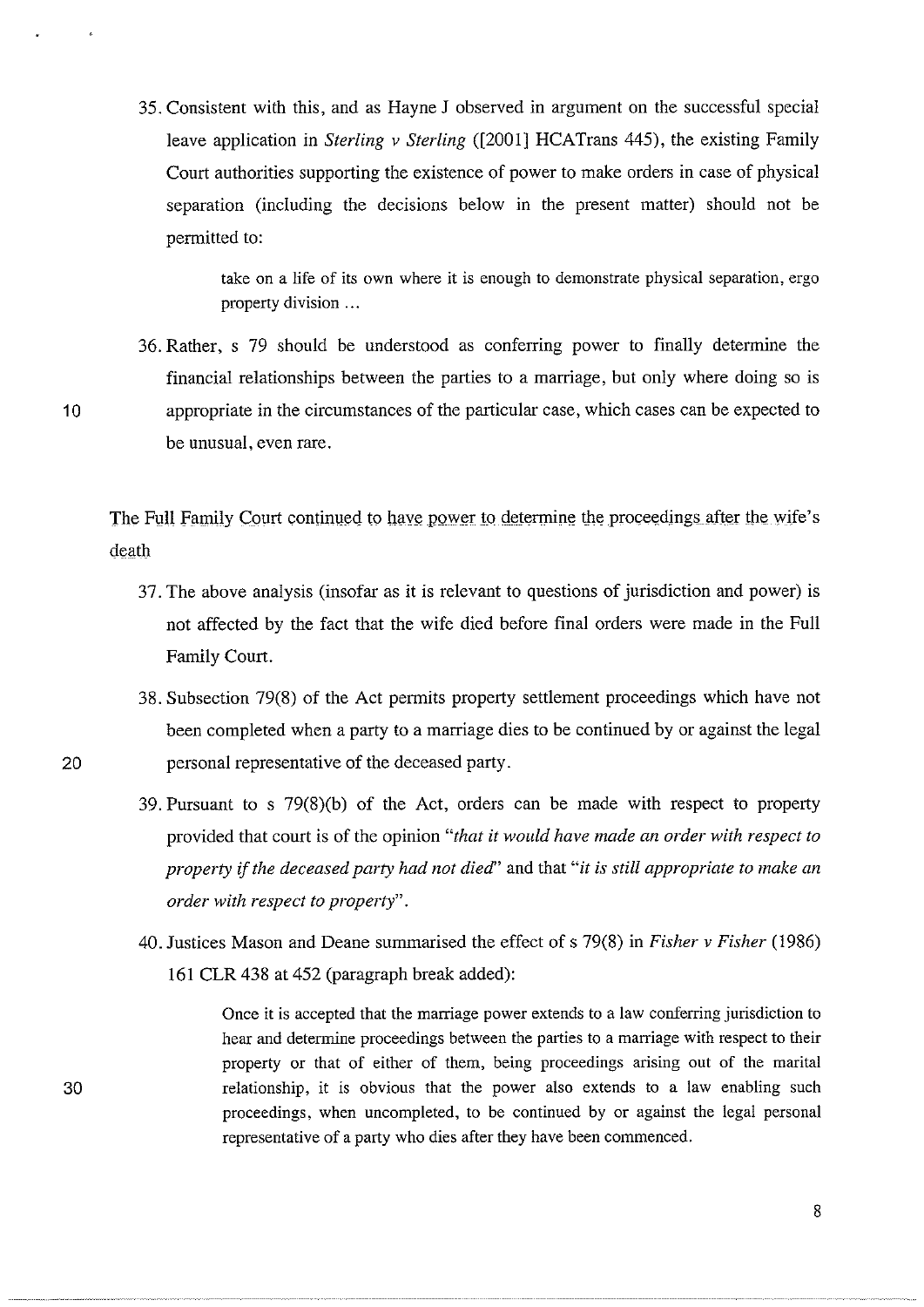35. Consistent with this, and as Hayne J observed in argument on the successful special leave application in *Sterling v Sterling* ([2001] HCATrans 445), the existing Family Court authorities supporting the existence of power to make orders in case of physical separation (including the decisions below in the present matter) should not be permitted to:

> take on a life of its own where it is enough to demonstrate physical separation, ergo property division ...

36. Rather, s 79 should be understood as conferring power to finally determine the financial relationships between the parties to a marriage, but only where doing so is appropriate in the circumstances of the particular case, which cases can be expected to be unusual, even rare.

<u>The Full Family Court continued to have power to determine the proceedings after the wife's death</u>

37. The above analysis (insofar as it is relevant to questions of jurisdiction and power) is not affected by the fact that the wife died before final orders were made in the Full Family Court.

38. Subsection 79(8) of the Act permits property settlement proceedings which have not been completed when a party to a marriage dies to be continued by or against the legal personal representative of the deceased party.

39. Pursuant to s 79(8)(b) of the Act, orders can be made with respect to property provided that court is of the opinion "*that it would have made an order with respect to property if the deceased party had not died*" and that "*it is still appropriate to make an order with respect to property*".

40. Justices Mason and Deane summarised the effect of s 79(8) in *Fisher v Fisher* (1986) 161 CLR 438 at 452 (paragraph break added):

> Once it is accepted that the marriage power extends to a law conferring jurisdiction to hear and determine proceedings between the parties to a marriage with respect to their property or that of either of them, being proceedings arising out of the marital relationship, it is obvious that the power also extends to a law enabling such proceedings, when uncompleted, to be continued by or against the legal personal representative of a party who dies after they have been commenced.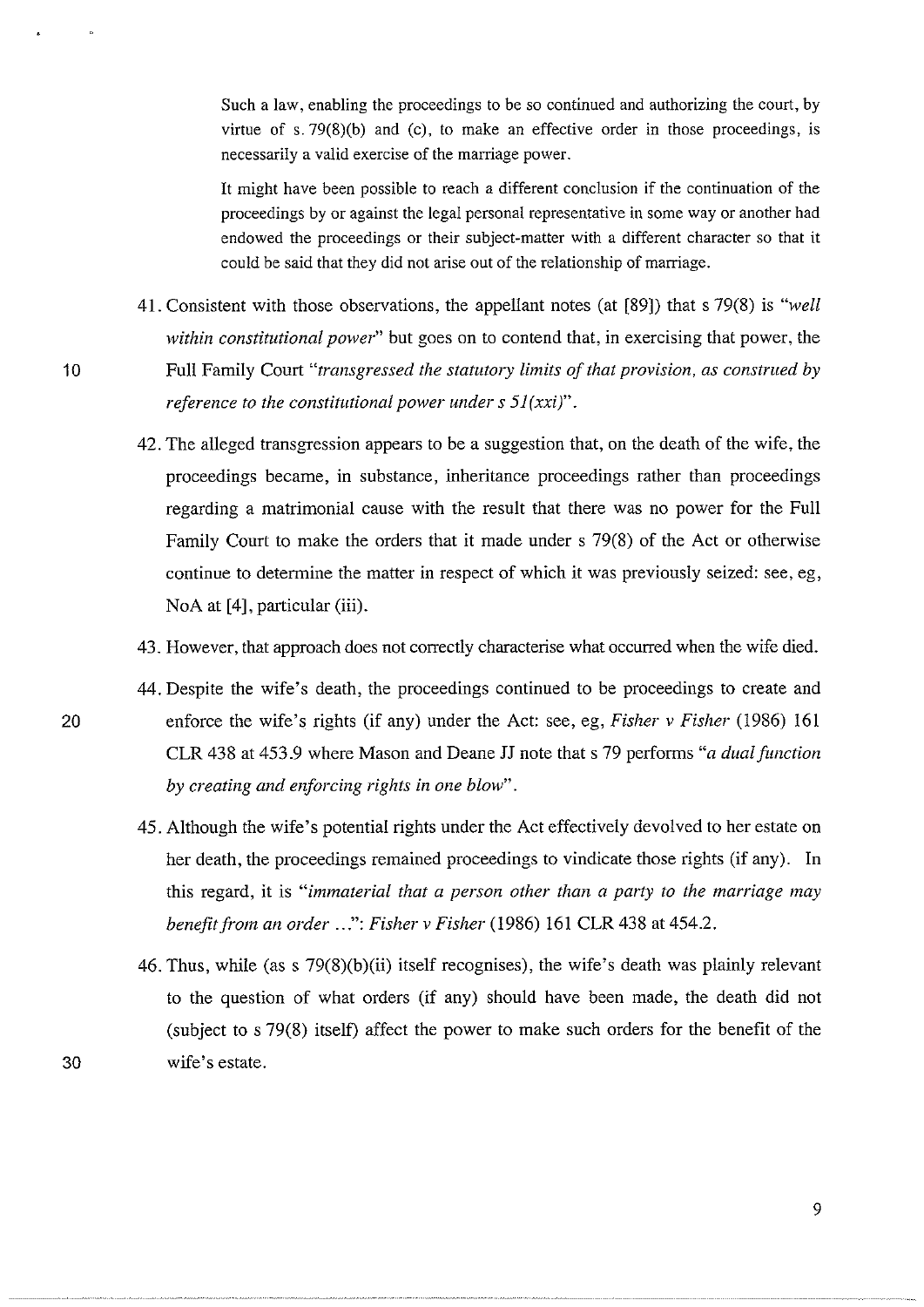> Such a law, enabling the proceedings to be so continued and authorizing the court, by virtue of s. 79(8)(b) and (c), to make an effective order in those proceedings, is necessarily a valid exercise of the marriage power.
>
> It might have been possible to reach a different conclusion if the continuation of the proceedings by or against the legal personal representative in some way or another had endowed the proceedings or their subject-matter with a different character so that it could be said that they did not arise out of the relationship of marriage.

41. Consistent with those observations, the appellant notes (at [89]) that s 79(8) is *"well within constitutional power"* but goes on to contend that, in exercising that power, the Full Family Court *"transgressed the statutory limits of that provision, as construed by reference to the constitutional power under s 51(xxi)"*.

42. The alleged transgression appears to be a suggestion that, on the death of the wife, the proceedings became, in substance, inheritance proceedings rather than proceedings regarding a matrimonial cause with the result that there was no power for the Full Family Court to make the orders that it made under s 79(8) of the Act or otherwise continue to determine the matter in respect of which it was previously seized: see, eg, NoA at [4], particular (iii).

43. However, that approach does not correctly characterise what occurred when the wife died.

44. Despite the wife's death, the proceedings continued to be proceedings to create and enforce the wife's rights (if any) under the Act: see, eg, *Fisher v Fisher* (1986) 161 CLR 438 at 453.9 where Mason and Deane JJ note that s 79 performs *"a dual function by creating and enforcing rights in one blow"*.

45. Although the wife's potential rights under the Act effectively devolved to her estate on her death, the proceedings remained proceedings to vindicate those rights (if any). In this regard, it is *"immaterial that a person other than a party to the marriage may benefit from an order ..."*: *Fisher v Fisher* (1986) 161 CLR 438 at 454.2.

46. Thus, while (as s 79(8)(b)(ii) itself recognises), the wife's death was plainly relevant to the question of what orders (if any) should have been made, the death did not (subject to s 79(8) itself) affect the power to make such orders for the benefit of the wife's estate.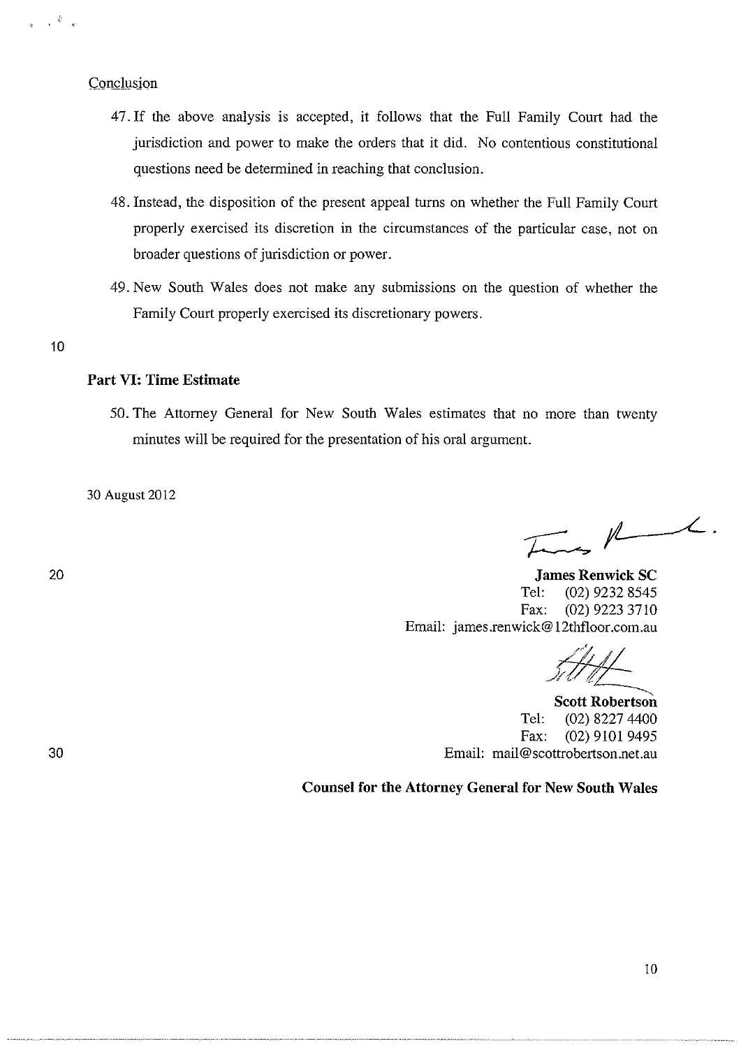Conclusion

47. If the above analysis is accepted, it follows that the Full Family Court had the jurisdiction and power to make the orders that it did. No contentious constitutional questions need be determined in reaching that conclusion.

48. Instead, the disposition of the present appeal turns on whether the Full Family Court properly exercised its discretion in the circumstances of the particular case, not on broader questions of jurisdiction or power.

49. New South Wales does not make any submissions on the question of whether the Family Court properly exercised its discretionary powers.

## Part VI: Time Estimate

50. The Attorney General for New South Wales estimates that no more than twenty minutes will be required for the presentation of his oral argument.

30 August 2012

**James Renwick SC**
Tel: (02) 9232 8545
Fax: (02) 9223 3710
Email: james.renwick@12thfloor.com.au

**Scott Robertson**
Tel: (02) 8227 4400
Fax: (02) 9101 9495
Email: mail@scottrobertson.net.au

**Counsel for the Attorney General for New South Wales**